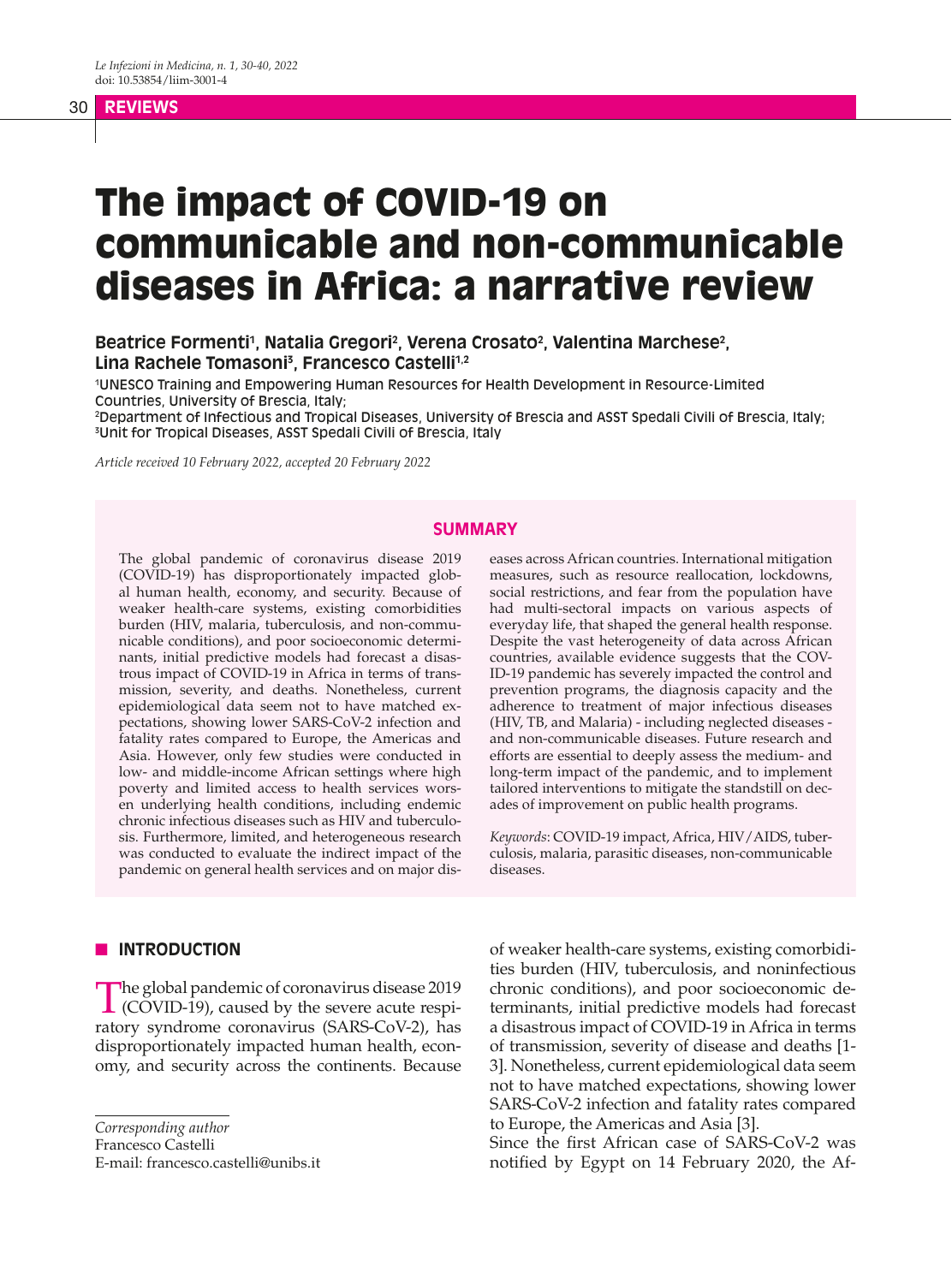REVIEWS

# The impact of COVID-19 on communicable and non-communicable diseases in Africa: a narrative review

**Beatrice Formenti[1], Natalia Gregori[2], Verena Crosato[2], Valentina Marchese[2], Lina Rachele Tomasoni[3], Francesco Castelli[1,2]**

[1]UNESCO Training and Empowering Human Resources for Health Development in Resource-Limited Countries, University of Brescia, Italy;
[2]Department of Infectious and Tropical Diseases, University of Brescia and ASST Spedali Civili of Brescia, Italy;
[3]Unit for Tropical Diseases, ASST Spedali Civili of Brescia, Italy

*Article received 10 February 2022, accepted 20 February 2022*

## SUMMARY

The global pandemic of coronavirus disease 2019 (COVID-19) has disproportionately impacted global human health, economy, and security. Because of weaker health-care systems, existing comorbidities burden (HIV, malaria, tuberculosis, and non-communicable conditions), and poor socioeconomic determinants, initial predictive models had forecast a disastrous impact of COVID-19 in Africa in terms of transmission, severity, and deaths. Nonetheless, current epidemiological data seem not to have matched expectations, showing lower SARS-CoV-2 infection and fatality rates compared to Europe, the Americas and Asia. However, only few studies were conducted in low- and middle-income African settings where high poverty and limited access to health services worsen underlying health conditions, including endemic chronic infectious diseases such as HIV and tuberculosis. Furthermore, limited, and heterogeneous research was conducted to evaluate the indirect impact of the pandemic on general health services and on major diseases across African countries. International mitigation measures, such as resource reallocation, lockdowns, social restrictions, and fear from the population have had multi-sectoral impacts on various aspects of everyday life, that shaped the general health response. Despite the vast heterogeneity of data across African countries, available evidence suggests that the COVID-19 pandemic has severely impacted the control and prevention programs, the diagnosis capacity and the adherence to treatment of major infectious diseases (HIV, TB, and Malaria) - including neglected diseases - and non-communicable diseases. Future research and efforts are essential to deeply assess the medium- and long-term impact of the pandemic, and to implement tailored interventions to mitigate the standstill on decades of improvement on public health programs.

*Keywords*: COVID-19 impact, Africa, HIV/AIDS, tuberculosis, malaria, parasitic diseases, non-communicable diseases.

## INTRODUCTION

The global pandemic of coronavirus disease 2019 (COVID-19), caused by the severe acute respiratory syndrome coronavirus (SARS-CoV-2), has disproportionately impacted human health, economy, and security across the continents. Because of weaker health-care systems, existing comorbidities burden (HIV, tuberculosis, and noninfectious chronic conditions), and poor socioeconomic determinants, initial predictive models had forecast a disastrous impact of COVID-19 in Africa in terms of transmission, severity of disease and deaths [1-3]. Nonetheless, current epidemiological data seem not to have matched expectations, showing lower SARS-CoV-2 infection and fatality rates compared to Europe, the Americas and Asia [3].

Since the first African case of SARS-CoV-2 was notified by Egypt on 14 February 2020, the Af-

*Corresponding author*
Francesco Castelli
E-mail: francesco.castelli@unibs.it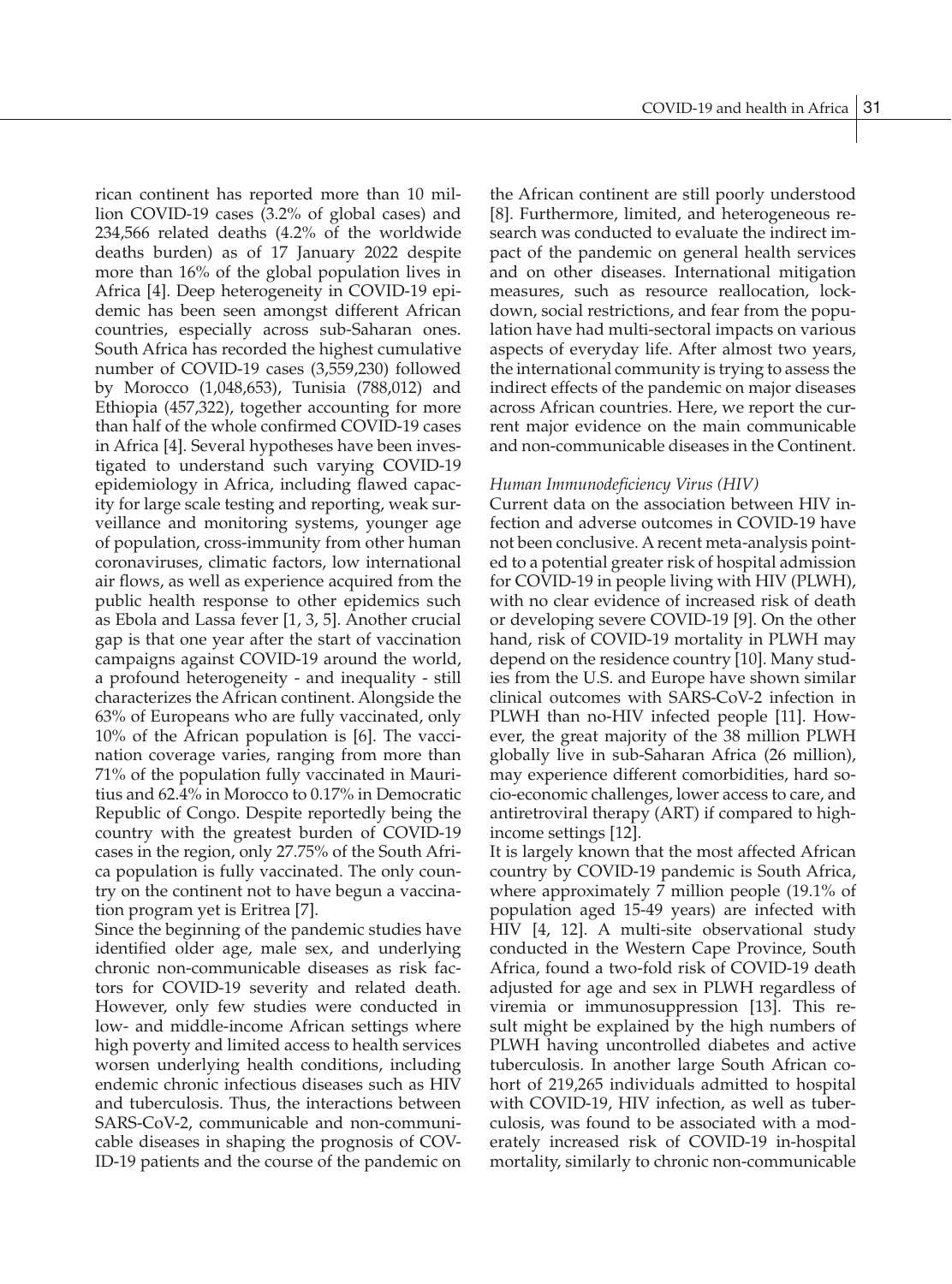rican continent has reported more than 10 million COVID-19 cases (3.2% of global cases) and 234,566 related deaths (4.2% of the worldwide deaths burden) as of 17 January 2022 despite more than 16% of the global population lives in Africa [4]. Deep heterogeneity in COVID-19 epidemic has been seen amongst different African countries, especially across sub-Saharan ones. South Africa has recorded the highest cumulative number of COVID-19 cases (3,559,230) followed by Morocco (1,048,653), Tunisia (788,012) and Ethiopia (457,322), together accounting for more than half of the whole confirmed COVID-19 cases in Africa [4]. Several hypotheses have been investigated to understand such varying COVID-19 epidemiology in Africa, including flawed capacity for large scale testing and reporting, weak surveillance and monitoring systems, younger age of population, cross-immunity from other human coronaviruses, climatic factors, low international air flows, as well as experience acquired from the public health response to other epidemics such as Ebola and Lassa fever [1, 3, 5]. Another crucial gap is that one year after the start of vaccination campaigns against COVID-19 around the world, a profound heterogeneity - and inequality - still characterizes the African continent. Alongside the 63% of Europeans who are fully vaccinated, only 10% of the African population is [6]. The vaccination coverage varies, ranging from more than 71% of the population fully vaccinated in Mauritius and 62.4% in Morocco to 0.17% in Democratic Republic of Congo. Despite reportedly being the country with the greatest burden of COVID-19 cases in the region, only 27.75% of the South Africa population is fully vaccinated. The only country on the continent not to have begun a vaccination program yet is Eritrea [7].

Since the beginning of the pandemic studies have identified older age, male sex, and underlying chronic non-communicable diseases as risk factors for COVID-19 severity and related death. However, only few studies were conducted in low- and middle-income African settings where high poverty and limited access to health services worsen underlying health conditions, including endemic chronic infectious diseases such as HIV and tuberculosis. Thus, the interactions between SARS-CoV-2, communicable and non-communicable diseases in shaping the prognosis of COVID-19 patients and the course of the pandemic on the African continent are still poorly understood [8]. Furthermore, limited, and heterogeneous research was conducted to evaluate the indirect impact of the pandemic on general health services and on other diseases. International mitigation measures, such as resource reallocation, lockdown, social restrictions, and fear from the population have had multi-sectoral impacts on various aspects of everyday life. After almost two years, the international community is trying to assess the indirect effects of the pandemic on major diseases across African countries. Here, we report the current major evidence on the main communicable and non-communicable diseases in the Continent.

*Human Immunodeficiency Virus (HIV)*

Current data on the association between HIV infection and adverse outcomes in COVID-19 have not been conclusive. A recent meta-analysis pointed to a potential greater risk of hospital admission for COVID-19 in people living with HIV (PLWH), with no clear evidence of increased risk of death or developing severe COVID-19 [9]. On the other hand, risk of COVID-19 mortality in PLWH may depend on the residence country [10]. Many studies from the U.S. and Europe have shown similar clinical outcomes with SARS-CoV-2 infection in PLWH than no-HIV infected people [11]. However, the great majority of the 38 million PLWH globally live in sub-Saharan Africa (26 million), may experience different comorbidities, hard socio-economic challenges, lower access to care, and antiretroviral therapy (ART) if compared to high-income settings [12].

It is largely known that the most affected African country by COVID-19 pandemic is South Africa, where approximately 7 million people (19.1% of population aged 15-49 years) are infected with HIV [4, 12]. A multi-site observational study conducted in the Western Cape Province, South Africa, found a two-fold risk of COVID-19 death adjusted for age and sex in PLWH regardless of viremia or immunosuppression [13]. This result might be explained by the high numbers of PLWH having uncontrolled diabetes and active tuberculosis. In another large South African cohort of 219,265 individuals admitted to hospital with COVID-19, HIV infection, as well as tuberculosis, was found to be associated with a moderately increased risk of COVID-19 in-hospital mortality, similarly to chronic non-communicable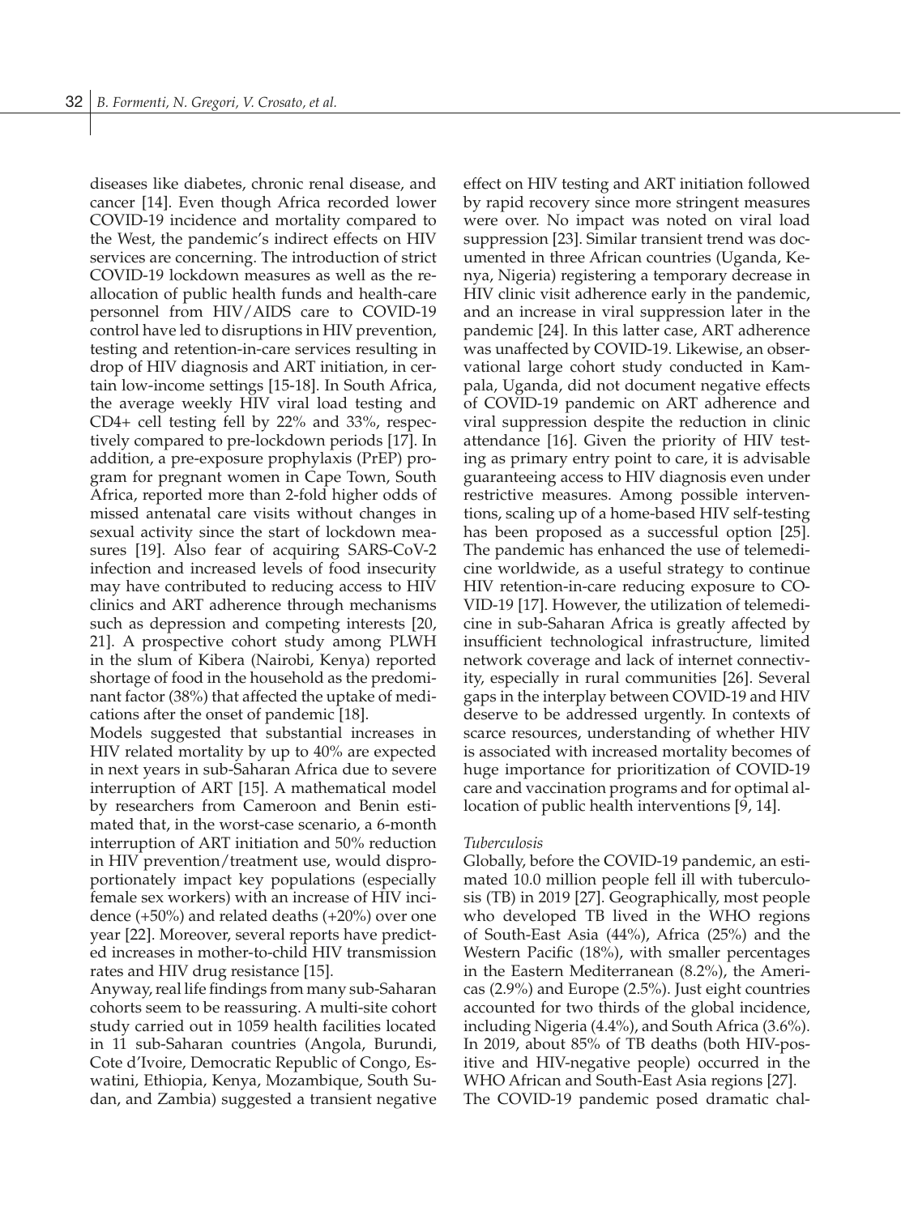diseases like diabetes, chronic renal disease, and cancer [14]. Even though Africa recorded lower COVID-19 incidence and mortality compared to the West, the pandemic's indirect effects on HIV services are concerning. The introduction of strict COVID-19 lockdown measures as well as the reallocation of public health funds and health-care personnel from HIV/AIDS care to COVID-19 control have led to disruptions in HIV prevention, testing and retention-in-care services resulting in drop of HIV diagnosis and ART initiation, in certain low-income settings [15-18]. In South Africa, the average weekly HIV viral load testing and CD4+ cell testing fell by 22% and 33%, respectively compared to pre-lockdown periods [17]. In addition, a pre-exposure prophylaxis (PrEP) program for pregnant women in Cape Town, South Africa, reported more than 2-fold higher odds of missed antenatal care visits without changes in sexual activity since the start of lockdown measures [19]. Also fear of acquiring SARS-CoV-2 infection and increased levels of food insecurity may have contributed to reducing access to HIV clinics and ART adherence through mechanisms such as depression and competing interests [20, 21]. A prospective cohort study among PLWH in the slum of Kibera (Nairobi, Kenya) reported shortage of food in the household as the predominant factor (38%) that affected the uptake of medications after the onset of pandemic [18].

Models suggested that substantial increases in HIV related mortality by up to 40% are expected in next years in sub-Saharan Africa due to severe interruption of ART [15]. A mathematical model by researchers from Cameroon and Benin estimated that, in the worst-case scenario, a 6-month interruption of ART initiation and 50% reduction in HIV prevention/treatment use, would disproportionately impact key populations (especially female sex workers) with an increase of HIV incidence (+50%) and related deaths (+20%) over one year [22]. Moreover, several reports have predicted increases in mother-to-child HIV transmission rates and HIV drug resistance [15].

Anyway, real life findings from many sub-Saharan cohorts seem to be reassuring. A multi-site cohort study carried out in 1059 health facilities located in 11 sub-Saharan countries (Angola, Burundi, Cote d'Ivoire, Democratic Republic of Congo, Eswatini, Ethiopia, Kenya, Mozambique, South Sudan, and Zambia) suggested a transient negative effect on HIV testing and ART initiation followed by rapid recovery since more stringent measures were over. No impact was noted on viral load suppression [23]. Similar transient trend was documented in three African countries (Uganda, Kenya, Nigeria) registering a temporary decrease in HIV clinic visit adherence early in the pandemic, and an increase in viral suppression later in the pandemic [24]. In this latter case, ART adherence was unaffected by COVID-19. Likewise, an observational large cohort study conducted in Kampala, Uganda, did not document negative effects of COVID-19 pandemic on ART adherence and viral suppression despite the reduction in clinic attendance [16]. Given the priority of HIV testing as primary entry point to care, it is advisable guaranteeing access to HIV diagnosis even under restrictive measures. Among possible interventions, scaling up of a home-based HIV self-testing has been proposed as a successful option [25]. The pandemic has enhanced the use of telemedicine worldwide, as a useful strategy to continue HIV retention-in-care reducing exposure to COVID-19 [17]. However, the utilization of telemedicine in sub-Saharan Africa is greatly affected by insufficient technological infrastructure, limited network coverage and lack of internet connectivity, especially in rural communities [26]. Several gaps in the interplay between COVID-19 and HIV deserve to be addressed urgently. In contexts of scarce resources, understanding of whether HIV is associated with increased mortality becomes of huge importance for prioritization of COVID-19 care and vaccination programs and for optimal allocation of public health interventions [9, 14].

*Tuberculosis*

Globally, before the COVID-19 pandemic, an estimated 10.0 million people fell ill with tuberculosis (TB) in 2019 [27]. Geographically, most people who developed TB lived in the WHO regions of South-East Asia (44%), Africa (25%) and the Western Pacific (18%), with smaller percentages in the Eastern Mediterranean (8.2%), the Americas (2.9%) and Europe (2.5%). Just eight countries accounted for two thirds of the global incidence, including Nigeria (4.4%), and South Africa (3.6%). In 2019, about 85% of TB deaths (both HIV-positive and HIV-negative people) occurred in the WHO African and South-East Asia regions [27].

The COVID-19 pandemic posed dramatic chal-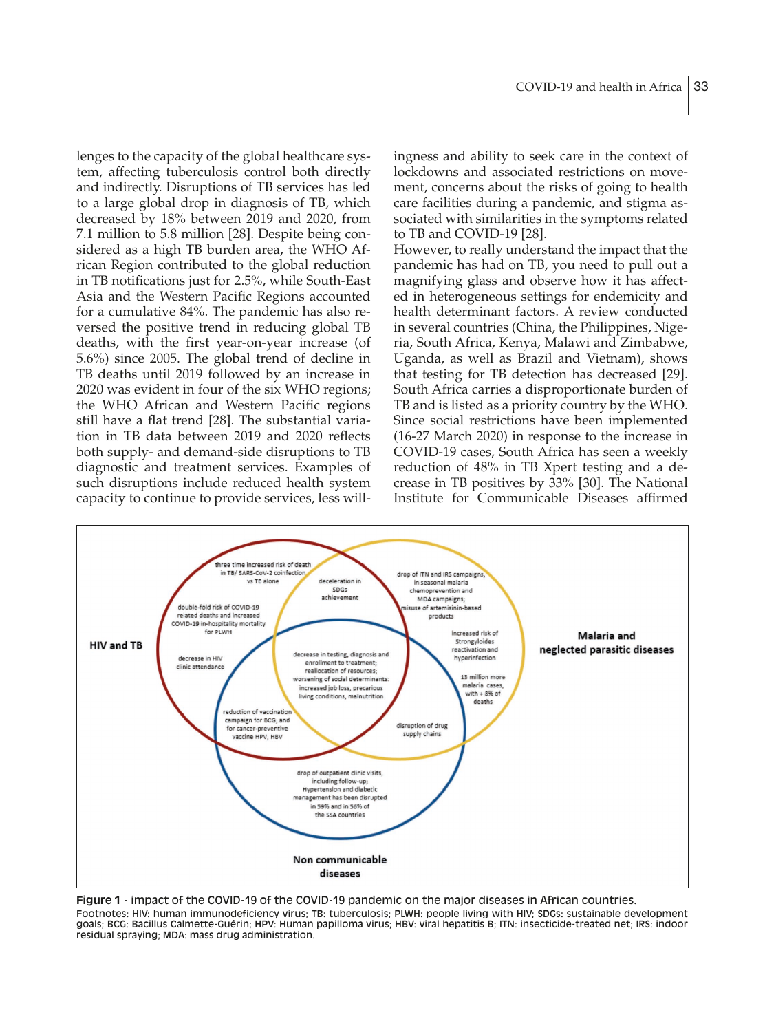lenges to the capacity of the global healthcare system, affecting tuberculosis control both directly and indirectly. Disruptions of TB services has led to a large global drop in diagnosis of TB, which decreased by 18% between 2019 and 2020, from 7.1 million to 5.8 million [28]. Despite being considered as a high TB burden area, the WHO African Region contributed to the global reduction in TB notifications just for 2.5%, while South-East Asia and the Western Pacific Regions accounted for a cumulative 84%. The pandemic has also reversed the positive trend in reducing global TB deaths, with the first year-on-year increase (of 5.6%) since 2005. The global trend of decline in TB deaths until 2019 followed by an increase in 2020 was evident in four of the six WHO regions; the WHO African and Western Pacific regions still have a flat trend [28]. The substantial variation in TB data between 2019 and 2020 reflects both supply- and demand-side disruptions to TB diagnostic and treatment services. Examples of such disruptions include reduced health system capacity to continue to provide services, less willingness and ability to seek care in the context of lockdowns and associated restrictions on movement, concerns about the risks of going to health care facilities during a pandemic, and stigma associated with similarities in the symptoms related to TB and COVID-19 [28].

However, to really understand the impact that the pandemic has had on TB, you need to pull out a magnifying glass and observe how it has affected in heterogeneous settings for endemicity and health determinant factors. A review conducted in several countries (China, the Philippines, Nigeria, South Africa, Kenya, Malawi and Zimbabwe, Uganda, as well as Brazil and Vietnam), shows that testing for TB detection has decreased [29]. South Africa carries a disproportionate burden of TB and is listed as a priority country by the WHO. Since social restrictions have been implemented (16-27 March 2020) in response to the increase in COVID-19 cases, South Africa has seen a weekly reduction of 48% in TB Xpert testing and a decrease in TB positives by 33% [30]. The National Institute for Communicable Diseases affirmed

**Figure 1** - impact of the COVID-19 of the COVID-19 pandemic on the major diseases in African countries.
Footnotes: HIV: human immunodeficiency virus; TB: tuberculosis; PLWH: people living with HIV; SDGs: sustainable development goals; BCG: Bacillus Calmette-Guérin; HPV: Human papilloma virus; HBV: viral hepatitis B; ITN: insecticide-treated net; IRS: indoor residual spraying; MDA: mass drug administration.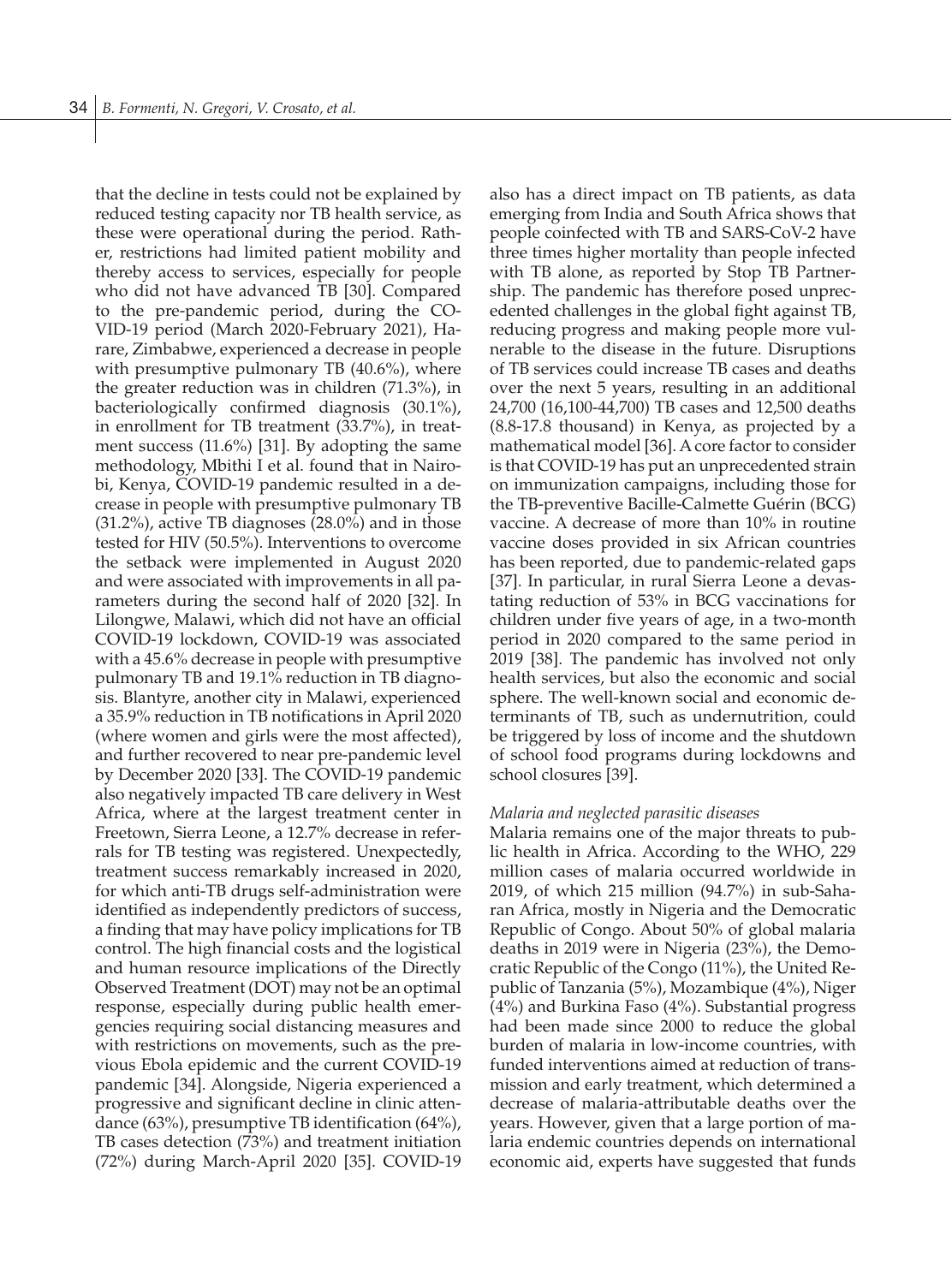that the decline in tests could not be explained by reduced testing capacity nor TB health service, as these were operational during the period. Rather, restrictions had limited patient mobility and thereby access to services, especially for people who did not have advanced TB [30]. Compared to the pre-pandemic period, during the COVID-19 period (March 2020-February 2021), Harare, Zimbabwe, experienced a decrease in people with presumptive pulmonary TB (40.6%), where the greater reduction was in children (71.3%), in bacteriologically confirmed diagnosis (30.1%), in enrollment for TB treatment (33.7%), in treatment success (11.6%) [31]. By adopting the same methodology, Mbithi I et al. found that in Nairobi, Kenya, COVID-19 pandemic resulted in a decrease in people with presumptive pulmonary TB (31.2%), active TB diagnoses (28.0%) and in those tested for HIV (50.5%). Interventions to overcome the setback were implemented in August 2020 and were associated with improvements in all parameters during the second half of 2020 [32]. In Lilongwe, Malawi, which did not have an official COVID-19 lockdown, COVID-19 was associated with a 45.6% decrease in people with presumptive pulmonary TB and 19.1% reduction in TB diagnosis. Blantyre, another city in Malawi, experienced a 35.9% reduction in TB notifications in April 2020 (where women and girls were the most affected), and further recovered to near pre-pandemic level by December 2020 [33]. The COVID-19 pandemic also negatively impacted TB care delivery in West Africa, where at the largest treatment center in Freetown, Sierra Leone, a 12.7% decrease in referrals for TB testing was registered. Unexpectedly, treatment success remarkably increased in 2020, for which anti-TB drugs self-administration were identified as independently predictors of success, a finding that may have policy implications for TB control. The high financial costs and the logistical and human resource implications of the Directly Observed Treatment (DOT) may not be an optimal response, especially during public health emergencies requiring social distancing measures and with restrictions on movements, such as the previous Ebola epidemic and the current COVID-19 pandemic [34]. Alongside, Nigeria experienced a progressive and significant decline in clinic attendance (63%), presumptive TB identification (64%), TB cases detection (73%) and treatment initiation (72%) during March-April 2020 [35]. COVID-19 also has a direct impact on TB patients, as data emerging from India and South Africa shows that people coinfected with TB and SARS-CoV-2 have three times higher mortality than people infected with TB alone, as reported by Stop TB Partnership. The pandemic has therefore posed unprecedented challenges in the global fight against TB, reducing progress and making people more vulnerable to the disease in the future. Disruptions of TB services could increase TB cases and deaths over the next 5 years, resulting in an additional 24,700 (16,100-44,700) TB cases and 12,500 deaths (8.8-17.8 thousand) in Kenya, as projected by a mathematical model [36]. A core factor to consider is that COVID-19 has put an unprecedented strain on immunization campaigns, including those for the TB-preventive Bacille-Calmette Guérin (BCG) vaccine. A decrease of more than 10% in routine vaccine doses provided in six African countries has been reported, due to pandemic-related gaps [37]. In particular, in rural Sierra Leone a devastating reduction of 53% in BCG vaccinations for children under five years of age, in a two-month period in 2020 compared to the same period in 2019 [38]. The pandemic has involved not only health services, but also the economic and social sphere. The well-known social and economic determinants of TB, such as undernutrition, could be triggered by loss of income and the shutdown of school food programs during lockdowns and school closures [39].

*Malaria and neglected parasitic diseases*

Malaria remains one of the major threats to public health in Africa. According to the WHO, 229 million cases of malaria occurred worldwide in 2019, of which 215 million (94.7%) in sub-Saharan Africa, mostly in Nigeria and the Democratic Republic of Congo. About 50% of global malaria deaths in 2019 were in Nigeria (23%), the Democratic Republic of the Congo (11%), the United Republic of Tanzania (5%), Mozambique (4%), Niger (4%) and Burkina Faso (4%). Substantial progress had been made since 2000 to reduce the global burden of malaria in low-income countries, with funded interventions aimed at reduction of transmission and early treatment, which determined a decrease of malaria-attributable deaths over the years. However, given that a large portion of malaria endemic countries depends on international economic aid, experts have suggested that funds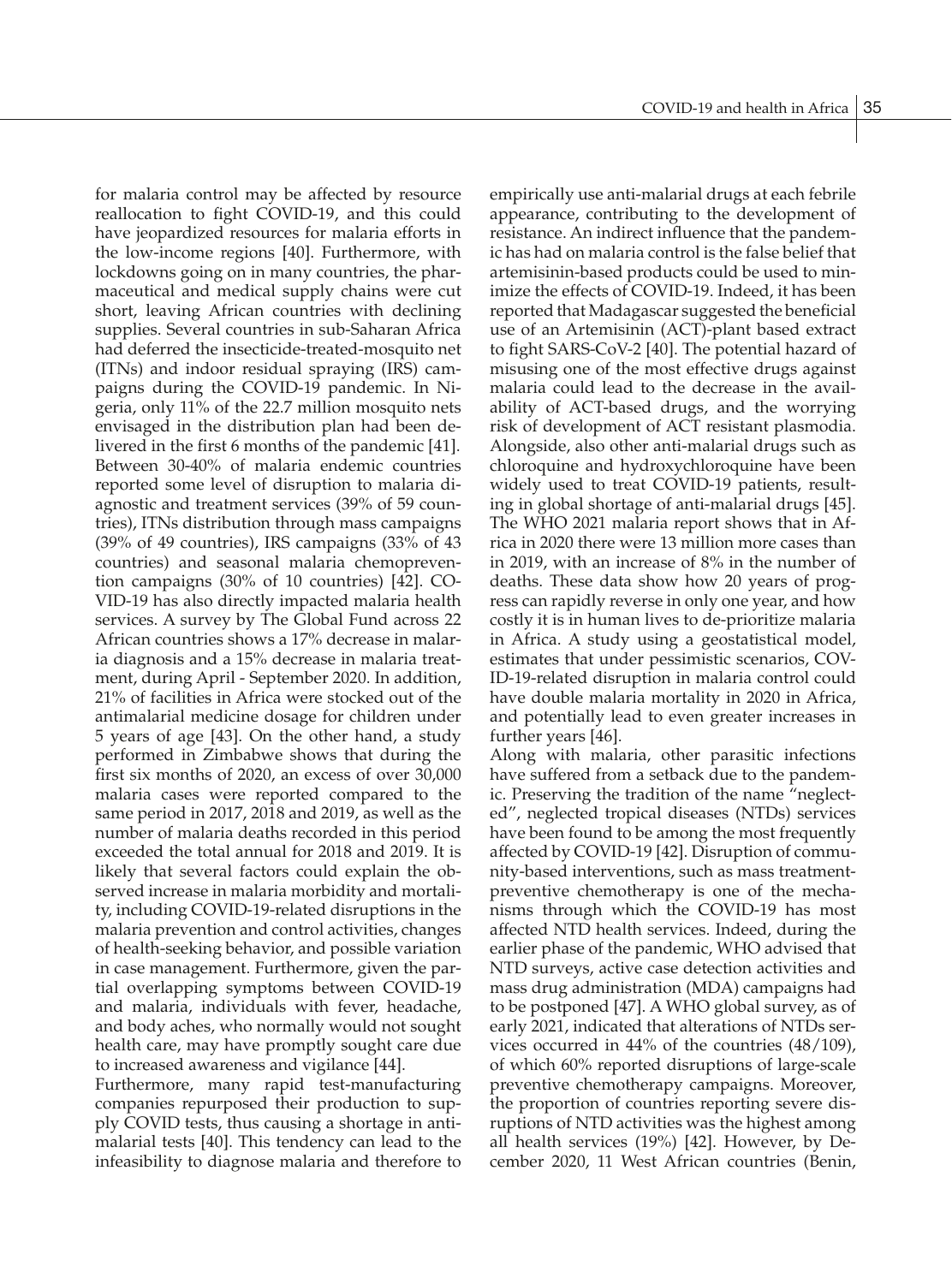for malaria control may be affected by resource reallocation to fight COVID-19, and this could have jeopardized resources for malaria efforts in the low-income regions [40]. Furthermore, with lockdowns going on in many countries, the pharmaceutical and medical supply chains were cut short, leaving African countries with declining supplies. Several countries in sub-Saharan Africa had deferred the insecticide-treated-mosquito net (ITNs) and indoor residual spraying (IRS) campaigns during the COVID-19 pandemic. In Nigeria, only 11% of the 22.7 million mosquito nets envisaged in the distribution plan had been delivered in the first 6 months of the pandemic [41]. Between 30-40% of malaria endemic countries reported some level of disruption to malaria diagnostic and treatment services (39% of 59 countries), ITNs distribution through mass campaigns (39% of 49 countries), IRS campaigns (33% of 43 countries) and seasonal malaria chemoprevention campaigns (30% of 10 countries) [42]. COVID-19 has also directly impacted malaria health services. A survey by The Global Fund across 22 African countries shows a 17% decrease in malaria diagnosis and a 15% decrease in malaria treatment, during April - September 2020. In addition, 21% of facilities in Africa were stocked out of the antimalarial medicine dosage for children under 5 years of age [43]. On the other hand, a study performed in Zimbabwe shows that during the first six months of 2020, an excess of over 30,000 malaria cases were reported compared to the same period in 2017, 2018 and 2019, as well as the number of malaria deaths recorded in this period exceeded the total annual for 2018 and 2019. It is likely that several factors could explain the observed increase in malaria morbidity and mortality, including COVID-19-related disruptions in the malaria prevention and control activities, changes of health-seeking behavior, and possible variation in case management. Furthermore, given the partial overlapping symptoms between COVID-19 and malaria, individuals with fever, headache, and body aches, who normally would not sought health care, may have promptly sought care due to increased awareness and vigilance [44].

Furthermore, many rapid test-manufacturing companies repurposed their production to supply COVID tests, thus causing a shortage in antimalarial tests [40]. This tendency can lead to the infeasibility to diagnose malaria and therefore to empirically use anti-malarial drugs at each febrile appearance, contributing to the development of resistance. An indirect influence that the pandemic has had on malaria control is the false belief that artemisinin-based products could be used to minimize the effects of COVID-19. Indeed, it has been reported that Madagascar suggested the beneficial use of an Artemisinin (ACT)-plant based extract to fight SARS-CoV-2 [40]. The potential hazard of misusing one of the most effective drugs against malaria could lead to the decrease in the availability of ACT-based drugs, and the worrying risk of development of ACT resistant plasmodia. Alongside, also other anti-malarial drugs such as chloroquine and hydroxychloroquine have been widely used to treat COVID-19 patients, resulting in global shortage of anti-malarial drugs [45]. The WHO 2021 malaria report shows that in Africa in 2020 there were 13 million more cases than in 2019, with an increase of 8% in the number of deaths. These data show how 20 years of progress can rapidly reverse in only one year, and how costly it is in human lives to de-prioritize malaria in Africa. A study using a geostatistical model, estimates that under pessimistic scenarios, COVID-19-related disruption in malaria control could have double malaria mortality in 2020 in Africa, and potentially lead to even greater increases in further years [46].

Along with malaria, other parasitic infections have suffered from a setback due to the pandemic. Preserving the tradition of the name "neglected", neglected tropical diseases (NTDs) services have been found to be among the most frequently affected by COVID-19 [42]. Disruption of community-based interventions, such as mass treatment-preventive chemotherapy is one of the mechanisms through which the COVID-19 has most affected NTD health services. Indeed, during the earlier phase of the pandemic, WHO advised that NTD surveys, active case detection activities and mass drug administration (MDA) campaigns had to be postponed [47]. A WHO global survey, as of early 2021, indicated that alterations of NTDs services occurred in 44% of the countries (48/109), of which 60% reported disruptions of large-scale preventive chemotherapy campaigns. Moreover, the proportion of countries reporting severe disruptions of NTD activities was the highest among all health services (19%) [42]. However, by December 2020, 11 West African countries (Benin,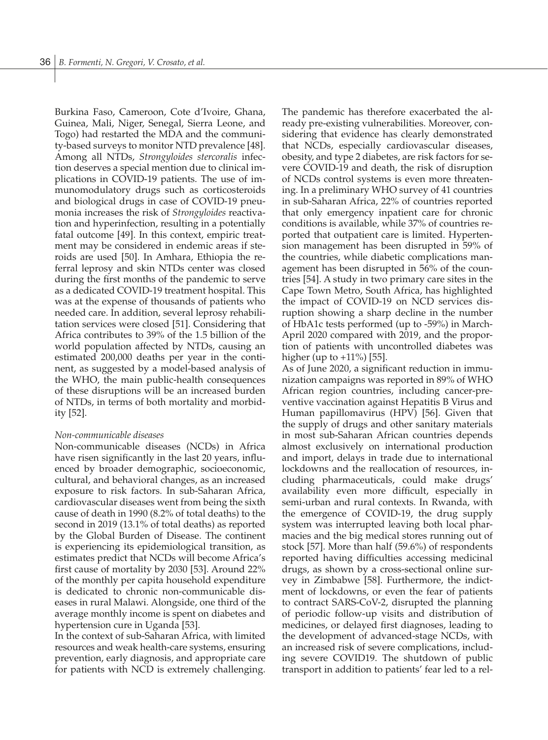Burkina Faso, Cameroon, Cote d'Ivoire, Ghana, Guinea, Mali, Niger, Senegal, Sierra Leone, and Togo) had restarted the MDA and the community-based surveys to monitor NTD prevalence [48]. Among all NTDs, *Strongyloides stercoralis* infection deserves a special mention due to clinical implications in COVID-19 patients. The use of immunomodulatory drugs such as corticosteroids and biological drugs in case of COVID-19 pneumonia increases the risk of *Strongyloides* reactivation and hyperinfection, resulting in a potentially fatal outcome [49]. In this context, empiric treatment may be considered in endemic areas if steroids are used [50]. In Amhara, Ethiopia the referral leprosy and skin NTDs center was closed during the first months of the pandemic to serve as a dedicated COVID-19 treatment hospital. This was at the expense of thousands of patients who needed care. In addition, several leprosy rehabilitation services were closed [51]. Considering that Africa contributes to 39% of the 1.5 billion of the world population affected by NTDs, causing an estimated 200,000 deaths per year in the continent, as suggested by a model-based analysis of the WHO, the main public-health consequences of these disruptions will be an increased burden of NTDs, in terms of both mortality and morbidity [52].

*Non-communicable diseases*

Non-communicable diseases (NCDs) in Africa have risen significantly in the last 20 years, influenced by broader demographic, socioeconomic, cultural, and behavioral changes, as an increased exposure to risk factors. In sub-Saharan Africa, cardiovascular diseases went from being the sixth cause of death in 1990 (8.2% of total deaths) to the second in 2019 (13.1% of total deaths) as reported by the Global Burden of Disease. The continent is experiencing its epidemiological transition, as estimates predict that NCDs will become Africa's first cause of mortality by 2030 [53]. Around 22% of the monthly per capita household expenditure is dedicated to chronic non-communicable diseases in rural Malawi. Alongside, one third of the average monthly income is spent on diabetes and hypertension cure in Uganda [53].

In the context of sub-Saharan Africa, with limited resources and weak health-care systems, ensuring prevention, early diagnosis, and appropriate care for patients with NCD is extremely challenging. The pandemic has therefore exacerbated the already pre-existing vulnerabilities. Moreover, considering that evidence has clearly demonstrated that NCDs, especially cardiovascular diseases, obesity, and type 2 diabetes, are risk factors for severe COVID-19 and death, the risk of disruption of NCDs control systems is even more threatening. In a preliminary WHO survey of 41 countries in sub-Saharan Africa, 22% of countries reported that only emergency inpatient care for chronic conditions is available, while 37% of countries reported that outpatient care is limited. Hypertension management has been disrupted in 59% of the countries, while diabetic complications management has been disrupted in 56% of the countries [54]. A study in two primary care sites in the Cape Town Metro, South Africa, has highlighted the impact of COVID-19 on NCD services disruption showing a sharp decline in the number of HbA1c tests performed (up to -59%) in March-April 2020 compared with 2019, and the proportion of patients with uncontrolled diabetes was higher (up to +11%) [55].

As of June 2020, a significant reduction in immunization campaigns was reported in 89% of WHO African region countries, including cancer-preventive vaccination against Hepatitis B Virus and Human papillomavirus (HPV) [56]. Given that the supply of drugs and other sanitary materials in most sub-Saharan African countries depends almost exclusively on international production and import, delays in trade due to international lockdowns and the reallocation of resources, including pharmaceuticals, could make drugs' availability even more difficult, especially in semi-urban and rural contexts. In Rwanda, with the emergence of COVID-19, the drug supply system was interrupted leaving both local pharmacies and the big medical stores running out of stock [57]. More than half (59.6%) of respondents reported having difficulties accessing medicinal drugs, as shown by a cross-sectional online survey in Zimbabwe [58]. Furthermore, the indictment of lockdowns, or even the fear of patients to contract SARS-CoV-2, disrupted the planning of periodic follow-up visits and distribution of medicines, or delayed first diagnoses, leading to the development of advanced-stage NCDs, with an increased risk of severe complications, including severe COVID19. The shutdown of public transport in addition to patients' fear led to a rel-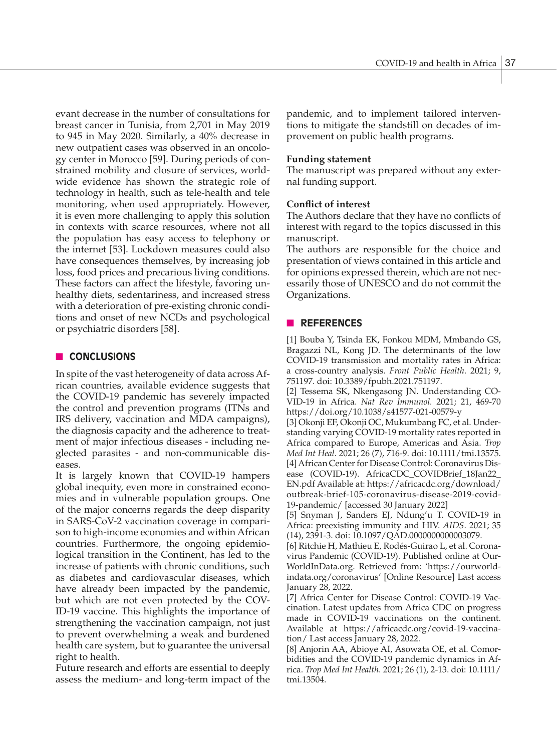evant decrease in the number of consultations for breast cancer in Tunisia, from 2,701 in May 2019 to 945 in May 2020. Similarly, a 40% decrease in new outpatient cases was observed in an oncology center in Morocco [59]. During periods of constrained mobility and closure of services, worldwide evidence has shown the strategic role of technology in health, such as tele-health and tele monitoring, when used appropriately. However, it is even more challenging to apply this solution in contexts with scarce resources, where not all the population has easy access to telephony or the internet [53]. Lockdown measures could also have consequences themselves, by increasing job loss, food prices and precarious living conditions. These factors can affect the lifestyle, favoring unhealthy diets, sedentariness, and increased stress with a deterioration of pre-existing chronic conditions and onset of new NCDs and psychological or psychiatric disorders [58].

## CONCLUSIONS

In spite of the vast heterogeneity of data across African countries, available evidence suggests that the COVID-19 pandemic has severely impacted the control and prevention programs (ITNs and IRS delivery, vaccination and MDA campaigns), the diagnosis capacity and the adherence to treatment of major infectious diseases - including neglected parasites - and non-communicable diseases.

It is largely known that COVID-19 hampers global inequity, even more in constrained economies and in vulnerable population groups. One of the major concerns regards the deep disparity in SARS-CoV-2 vaccination coverage in comparison to high-income economies and within African countries. Furthermore, the ongoing epidemiological transition in the Continent, has led to the increase of patients with chronic conditions, such as diabetes and cardiovascular diseases, which have already been impacted by the pandemic, but which are not even protected by the COVID-19 vaccine. This highlights the importance of strengthening the vaccination campaign, not just to prevent overwhelming a weak and burdened health care system, but to guarantee the universal right to health.

Future research and efforts are essential to deeply assess the medium- and long-term impact of the pandemic, and to implement tailored interventions to mitigate the standstill on decades of improvement on public health programs.

**Funding statement**

The manuscript was prepared without any external funding support.

**Conflict of interest**

The Authors declare that they have no conflicts of interest with regard to the topics discussed in this manuscript.

The authors are responsible for the choice and presentation of views contained in this article and for opinions expressed therein, which are not necessarily those of UNESCO and do not commit the Organizations.

## REFERENCES

[1] Bouba Y, Tsinda EK, Fonkou MDM, Mmbando GS, Bragazzi NL, Kong JD. The determinants of the low COVID-19 transmission and mortality rates in Africa: a cross-country analysis. *Front Public Health*. 2021; 9, 751197. doi: 10.3389/fpubh.2021.751197.

[2] Tessema SK, Nkengasong JN. Understanding COVID-19 in Africa. *Nat Rev Immunol.* 2021; 21, 469-70 https://doi.org/10.1038/s41577-021-00579-y

[3] Okonji EF, Okonji OC, Mukumbang FC, et al. Understanding varying COVID-19 mortality rates reported in Africa compared to Europe, Americas and Asia. *Trop Med Int Heal.* 2021; 26 (7), 716-9. doi: 10.1111/tmi.13575.

[4] African Center for Disease Control: Coronavirus Disease (COVID-19). AfricaCDC_COVIDBrief_18Jan22_EN.pdf Available at: https://africacdc.org/download/outbreak-brief-105-coronavirus-disease-2019-covid-19-pandemic/ [accessed 30 January 2022]

[5] Snyman J, Sanders EJ, Ndung'u T. COVID-19 in Africa: preexisting immunity and HIV. *AIDS*. 2021; 35 (14), 2391-3. doi: 10.1097/QAD.0000000000003079.

[6] Ritchie H, Mathieu E, Rodés-Guirao L, et al. Coronavirus Pandemic (COVID-19). Published online at OurWorldInData.org. Retrieved from: 'https://ourworldindata.org/coronavirus' [Online Resource] Last access January 28, 2022.

[7] Africa Center for Disease Control: COVID-19 Vaccination. Latest updates from Africa CDC on progress made in COVID-19 vaccinations on the continent. Available at https://africacdc.org/covid-19-vaccination/ Last access January 28, 2022.

[8] Anjorin AA, Abioye AI, Asowata OE, et al. Comorbidities and the COVID-19 pandemic dynamics in Africa. *Trop Med Int Health*. 2021; 26 (1), 2-13. doi: 10.1111/tmi.13504.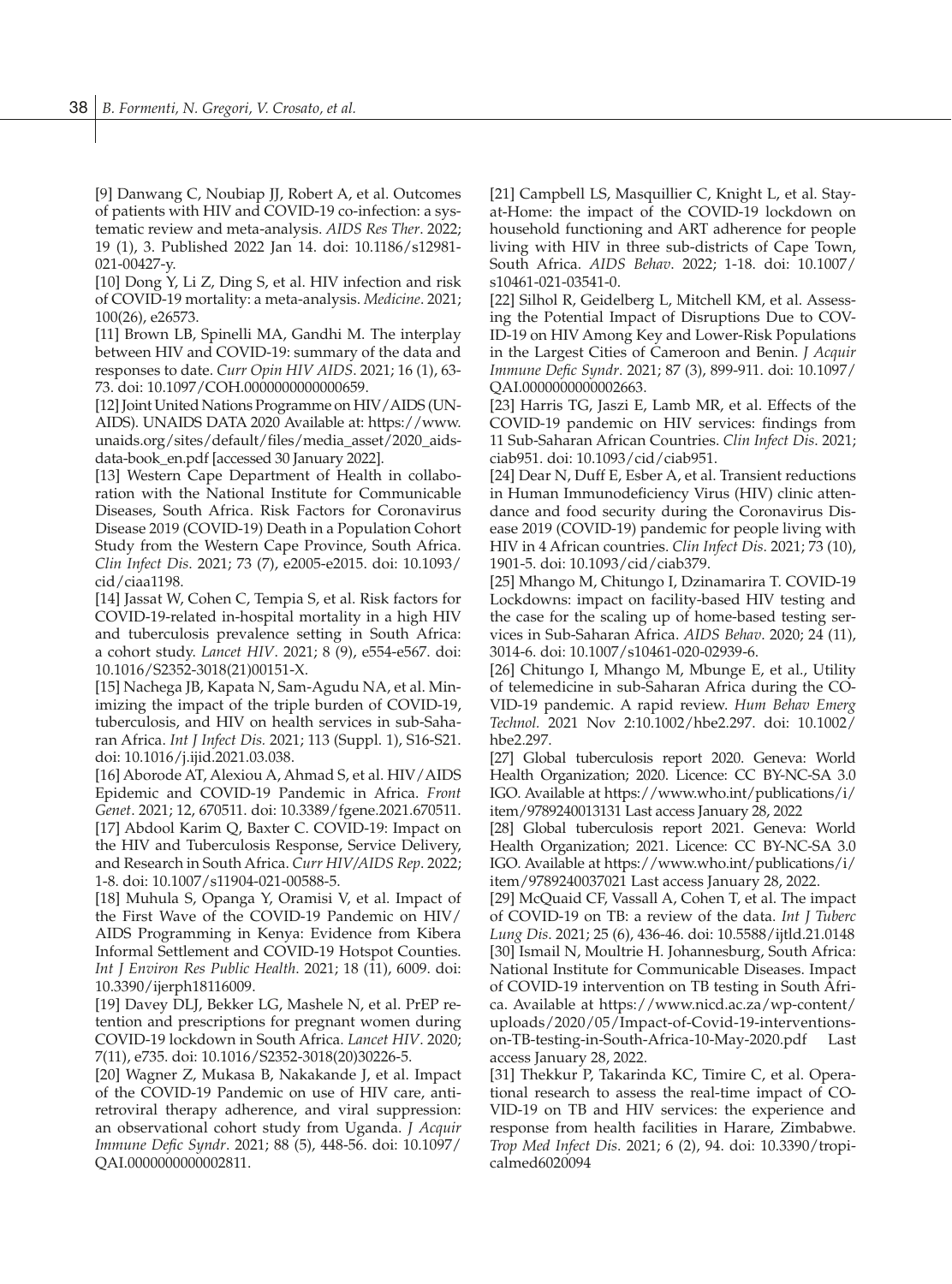[9] Danwang C, Noubiap JJ, Robert A, et al. Outcomes of patients with HIV and COVID-19 co-infection: a systematic review and meta-analysis. *AIDS Res Ther*. 2022; 19 (1), 3. Published 2022 Jan 14. doi: 10.1186/s12981-021-00427-y.

[10] Dong Y, Li Z, Ding S, et al. HIV infection and risk of COVID-19 mortality: a meta-analysis. *Medicine*. 2021; 100(26), e26573.

[11] Brown LB, Spinelli MA, Gandhi M. The interplay between HIV and COVID-19: summary of the data and responses to date. *Curr Opin HIV AIDS*. 2021; 16 (1), 63-73. doi: 10.1097/COH.0000000000000659.

[12] Joint United Nations Programme on HIV/AIDS (UNAIDS). UNAIDS DATA 2020 Available at: https://www.unaids.org/sites/default/files/media_asset/2020_aids-data-book_en.pdf [accessed 30 January 2022].

[13] Western Cape Department of Health in collaboration with the National Institute for Communicable Diseases, South Africa. Risk Factors for Coronavirus Disease 2019 (COVID-19) Death in a Population Cohort Study from the Western Cape Province, South Africa. *Clin Infect Dis*. 2021; 73 (7), e2005-e2015. doi: 10.1093/cid/ciaa1198.

[14] Jassat W, Cohen C, Tempia S, et al. Risk factors for COVID-19-related in-hospital mortality in a high HIV and tuberculosis prevalence setting in South Africa: a cohort study. *Lancet HIV*. 2021; 8 (9), e554-e567. doi: 10.1016/S2352-3018(21)00151-X.

[15] Nachega JB, Kapata N, Sam-Agudu NA, et al. Minimizing the impact of the triple burden of COVID-19, tuberculosis, and HIV on health services in sub-Saharan Africa. *Int J Infect Dis.* 2021; 113 (Suppl. 1), S16-S21. doi: 10.1016/j.ijid.2021.03.038.

[16] Aborode AT, Alexiou A, Ahmad S, et al. HIV/AIDS Epidemic and COVID-19 Pandemic in Africa. *Front Genet*. 2021; 12, 670511. doi: 10.3389/fgene.2021.670511.

[17] Abdool Karim Q, Baxter C. COVID-19: Impact on the HIV and Tuberculosis Response, Service Delivery, and Research in South Africa. *Curr HIV/AIDS Rep*. 2022; 1-8. doi: 10.1007/s11904-021-00588-5.

[18] Muhula S, Opanga Y, Oramisi V, et al. Impact of the First Wave of the COVID-19 Pandemic on HIV/AIDS Programming in Kenya: Evidence from Kibera Informal Settlement and COVID-19 Hotspot Counties. *Int J Environ Res Public Health*. 2021; 18 (11), 6009. doi: 10.3390/ijerph18116009.

[19] Davey DLJ, Bekker LG, Mashele N, et al. PrEP retention and prescriptions for pregnant women during COVID-19 lockdown in South Africa. *Lancet HIV*. 2020; 7(11), e735. doi: 10.1016/S2352-3018(20)30226-5.

[20] Wagner Z, Mukasa B, Nakakande J, et al. Impact of the COVID-19 Pandemic on use of HIV care, antiretroviral therapy adherence, and viral suppression: an observational cohort study from Uganda. *J Acquir Immune Defic Syndr*. 2021; 88 (5), 448-56. doi: 10.1097/QAI.0000000000002811.

[21] Campbell LS, Masquillier C, Knight L, et al. Stay-at-Home: the impact of the COVID-19 lockdown on household functioning and ART adherence for people living with HIV in three sub-districts of Cape Town, South Africa. *AIDS Behav*. 2022; 1-18. doi: 10.1007/s10461-021-03541-0.

[22] Silhol R, Geidelberg L, Mitchell KM, et al. Assessing the Potential Impact of Disruptions Due to COVID-19 on HIV Among Key and Lower-Risk Populations in the Largest Cities of Cameroon and Benin. *J Acquir Immune Defic Syndr*. 2021; 87 (3), 899-911. doi: 10.1097/QAI.0000000000002663.

[23] Harris TG, Jaszi E, Lamb MR, et al. Effects of the COVID-19 pandemic on HIV services: findings from 11 Sub-Saharan African Countries. *Clin Infect Dis.* 2021; ciab951. doi: 10.1093/cid/ciab951.

[24] Dear N, Duff E, Esber A, et al. Transient reductions in Human Immunodeficiency Virus (HIV) clinic attendance and food security during the Coronavirus Disease 2019 (COVID-19) pandemic for people living with HIV in 4 African countries. *Clin Infect Dis*. 2021; 73 (10), 1901-5. doi: 10.1093/cid/ciab379.

[25] Mhango M, Chitungo I, Dzinamarira T. COVID-19 Lockdowns: impact on facility-based HIV testing and the case for the scaling up of home-based testing services in Sub-Saharan Africa. *AIDS Behav*. 2020; 24 (11), 3014-6. doi: 10.1007/s10461-020-02939-6.

[26] Chitungo I, Mhango M, Mbunge E, et al., Utility of telemedicine in sub-Saharan Africa during the COVID-19 pandemic. A rapid review. *Hum Behav Emerg Technol.* 2021 Nov 2:10.1002/hbe2.297. doi: 10.1002/hbe2.297.

[27] Global tuberculosis report 2020. Geneva: World Health Organization; 2020. Licence: CC BY-NC-SA 3.0 IGO. Available at https://www.who.int/publications/i/item/9789240013131 Last access January 28, 2022

[28] Global tuberculosis report 2021. Geneva: World Health Organization; 2021. Licence: CC BY-NC-SA 3.0 IGO. Available at https://www.who.int/publications/i/item/9789240037021 Last access January 28, 2022.

[29] McQuaid CF, Vassall A, Cohen T, et al. The impact of COVID-19 on TB: a review of the data. *Int J Tuberc Lung Dis*. 2021; 25 (6), 436-46. doi: 10.5588/ijtld.21.0148

[30] Ismail N, Moultrie H. Johannesburg, South Africa: National Institute for Communicable Diseases. Impact of COVID-19 intervention on TB testing in South Africa. Available at https://www.nicd.ac.za/wp-content/uploads/2020/05/Impact-of-Covid-19-interventions-on-TB-testing-in-South-Africa-10-May-2020.pdf Last access January 28, 2022.

[31] Thekkur P, Takarinda KC, Timire C, et al. Operational research to assess the real-time impact of COVID-19 on TB and HIV services: the experience and response from health facilities in Harare, Zimbabwe. *Trop Med Infect Dis*. 2021; 6 (2), 94. doi: 10.3390/tropicalmed6020094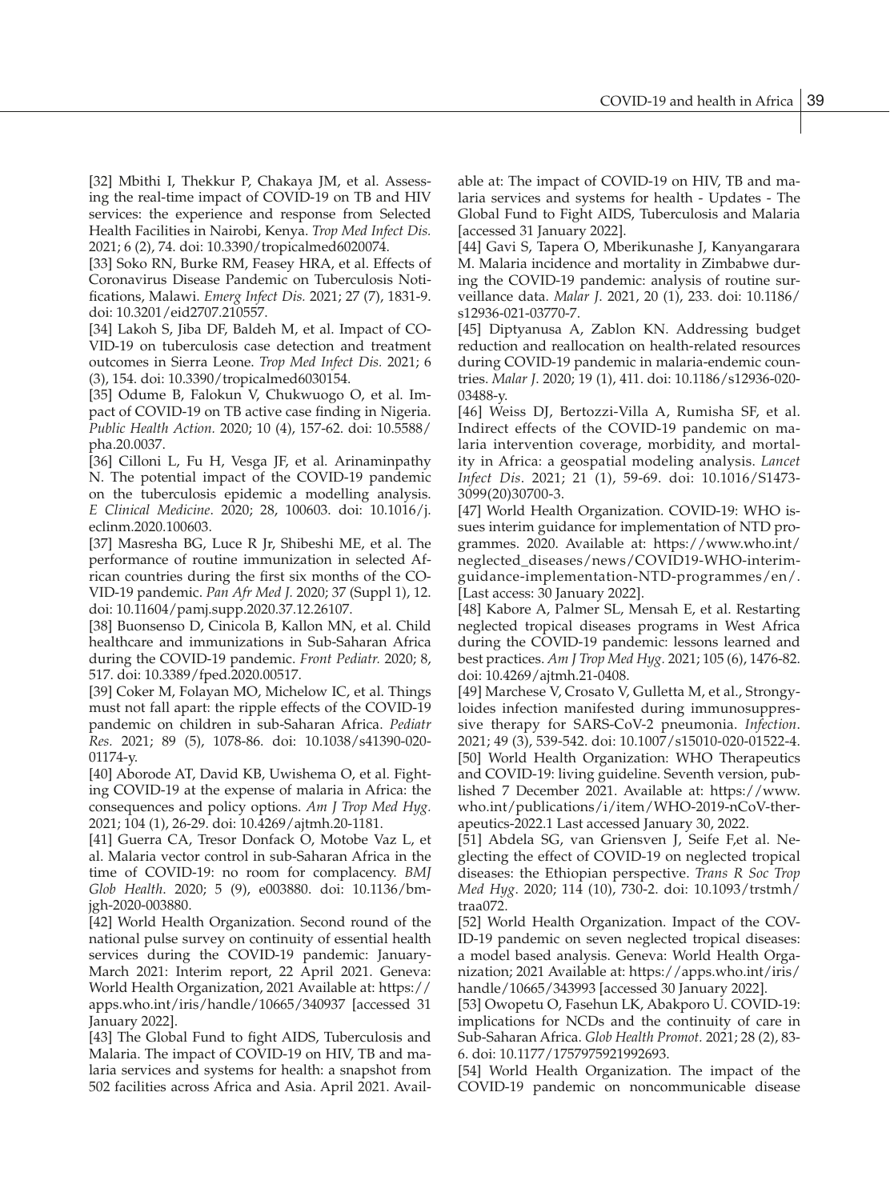[32] Mbithi I, Thekkur P, Chakaya JM, et al. Assessing the real-time impact of COVID-19 on TB and HIV services: the experience and response from Selected Health Facilities in Nairobi, Kenya. *Trop Med Infect Dis.* 2021; 6 (2), 74. doi: 10.3390/tropicalmed6020074.

[33] Soko RN, Burke RM, Feasey HRA, et al. Effects of Coronavirus Disease Pandemic on Tuberculosis Notifications, Malawi. *Emerg Infect Dis.* 2021; 27 (7), 1831-9. doi: 10.3201/eid2707.210557.

[34] Lakoh S, Jiba DF, Baldeh M, et al. Impact of COVID-19 on tuberculosis case detection and treatment outcomes in Sierra Leone. *Trop Med Infect Dis.* 2021; 6 (3), 154. doi: 10.3390/tropicalmed6030154.

[35] Odume B, Falokun V, Chukwuogo O, et al. Impact of COVID-19 on TB active case finding in Nigeria. *Public Health Action.* 2020; 10 (4), 157-62. doi: 10.5588/pha.20.0037.

[36] Cilloni L, Fu H, Vesga JF, et al. Arinaminpathy N. The potential impact of the COVID-19 pandemic on the tuberculosis epidemic a modelling analysis. *E Clinical Medicine*. 2020; 28, 100603. doi: 10.1016/j.eclinm.2020.100603.

[37] Masresha BG, Luce R Jr, Shibeshi ME, et al. The performance of routine immunization in selected African countries during the first six months of the COVID-19 pandemic. *Pan Afr Med J.* 2020; 37 (Suppl 1), 12. doi: 10.11604/pamj.supp.2020.37.12.26107.

[38] Buonsenso D, Cinicola B, Kallon MN, et al. Child healthcare and immunizations in Sub-Saharan Africa during the COVID-19 pandemic. *Front Pediatr.* 2020; 8, 517. doi: 10.3389/fped.2020.00517.

[39] Coker M, Folayan MO, Michelow IC, et al. Things must not fall apart: the ripple effects of the COVID-19 pandemic on children in sub-Saharan Africa. *Pediatr Res.* 2021; 89 (5), 1078-86. doi: 10.1038/s41390-020-01174-y.

[40] Aborode AT, David KB, Uwishema O, et al. Fighting COVID-19 at the expense of malaria in Africa: the consequences and policy options. *Am J Trop Med Hyg.* 2021; 104 (1), 26-29. doi: 10.4269/ajtmh.20-1181.

[41] Guerra CA, Tresor Donfack O, Motobe Vaz L, et al. Malaria vector control in sub-Saharan Africa in the time of COVID-19: no room for complacency. *BMJ Glob Health.* 2020; 5 (9), e003880. doi: 10.1136/bmjgh-2020-003880.

[42] World Health Organization. Second round of the national pulse survey on continuity of essential health services during the COVID-19 pandemic: January-March 2021: Interim report, 22 April 2021. Geneva: World Health Organization, 2021 Available at: https://apps.who.int/iris/handle/10665/340937 [accessed 31 January 2022].

[43] The Global Fund to fight AIDS, Tuberculosis and Malaria. The impact of COVID-19 on HIV, TB and malaria services and systems for health: a snapshot from 502 facilities across Africa and Asia. April 2021. Available at: The impact of COVID-19 on HIV, TB and malaria services and systems for health - Updates - The Global Fund to Fight AIDS, Tuberculosis and Malaria [accessed 31 January 2022].

[44] Gavi S, Tapera O, Mberikunashe J, Kanyangarara M. Malaria incidence and mortality in Zimbabwe during the COVID-19 pandemic: analysis of routine surveillance data. *Malar J.* 2021, 20 (1), 233. doi: 10.1186/s12936-021-03770-7.

[45] Diptyanusa A, Zablon KN. Addressing budget reduction and reallocation on health-related resources during COVID-19 pandemic in malaria-endemic countries. *Malar J*. 2020; 19 (1), 411. doi: 10.1186/s12936-020-03488-y.

[46] Weiss DJ, Bertozzi-Villa A, Rumisha SF, et al. Indirect effects of the COVID-19 pandemic on malaria intervention coverage, morbidity, and mortality in Africa: a geospatial modeling analysis. *Lancet Infect Dis*. 2021; 21 (1), 59-69. doi: 10.1016/S1473-3099(20)30700-3.

[47] World Health Organization. COVID-19: WHO issues interim guidance for implementation of NTD programmes. 2020. Available at: https://www.who.int/neglected_diseases/news/COVID19-WHO-interim-guidance-implementation-NTD-programmes/en/. [Last access: 30 January 2022].

[48] Kabore A, Palmer SL, Mensah E, et al. Restarting neglected tropical diseases programs in West Africa during the COVID-19 pandemic: lessons learned and best practices. *Am J Trop Med Hyg.* 2021; 105 (6), 1476-82. doi: 10.4269/ajtmh.21-0408.

[49] Marchese V, Crosato V, Gulletta M, et al., Strongyloides infection manifested during immunosuppressive therapy for SARS-CoV-2 pneumonia. *Infection*. 2021; 49 (3), 539-542. doi: 10.1007/s15010-020-01522-4.

[50] World Health Organization: WHO Therapeutics and COVID-19: living guideline. Seventh version, published 7 December 2021. Available at: https://www.who.int/publications/i/item/WHO-2019-nCoV-therapeutics-2022.1 Last accessed January 30, 2022.

[51] Abdela SG, van Griensven J, Seife F,et al. Neglecting the effect of COVID-19 on neglected tropical diseases: the Ethiopian perspective. *Trans R Soc Trop Med Hyg*. 2020; 114 (10), 730-2. doi: 10.1093/trstmh/traa072.

[52] World Health Organization. Impact of the COVID-19 pandemic on seven neglected tropical diseases: a model based analysis. Geneva: World Health Organization; 2021 Available at: https://apps.who.int/iris/handle/10665/343993 [accessed 30 January 2022].

[53] Owopetu O, Fasehun LK, Abakporo U. COVID-19: implications for NCDs and the continuity of care in Sub-Saharan Africa. *Glob Health Promot.* 2021; 28 (2), 83-6. doi: 10.1177/1757975921992693.

[54] World Health Organization. The impact of the COVID-19 pandemic on noncommunicable disease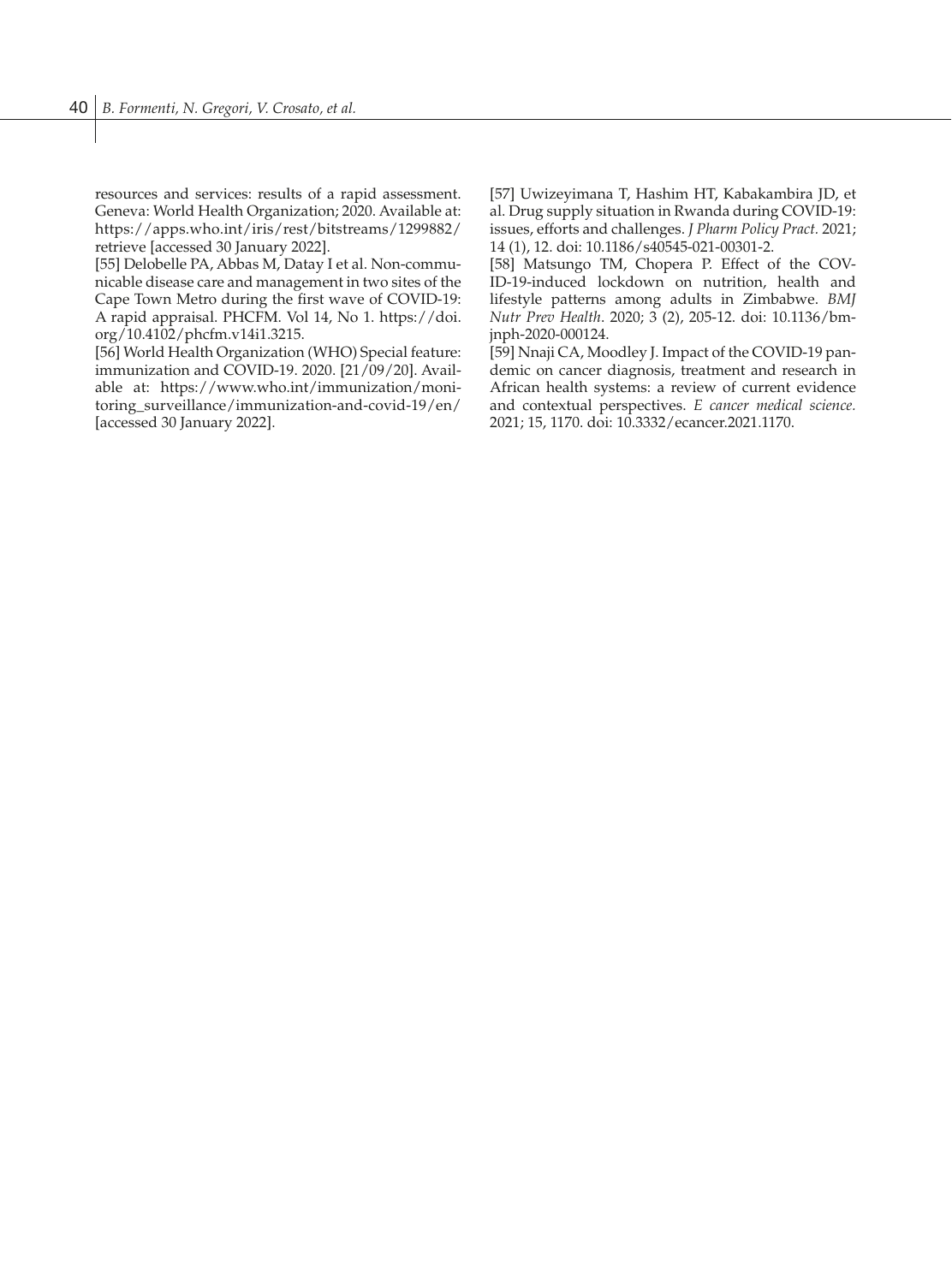resources and services: results of a rapid assessment. Geneva: World Health Organization; 2020. Available at: https://apps.who.int/iris/rest/bitstreams/1299882/retrieve [accessed 30 January 2022].

[55] Delobelle PA, Abbas M, Datay I et al. Non-communicable disease care and management in two sites of the Cape Town Metro during the first wave of COVID-19: A rapid appraisal. PHCFM. Vol 14, No 1. https://doi.org/10.4102/phcfm.v14i1.3215.

[56] World Health Organization (WHO) Special feature: immunization and COVID-19. 2020. [21/09/20]. Available at: https://www.who.int/immunization/monitoring_surveillance/immunization-and-covid-19/en/ [accessed 30 January 2022].

[57] Uwizeyimana T, Hashim HT, Kabakambira JD, et al. Drug supply situation in Rwanda during COVID-19: issues, efforts and challenges. *J Pharm Policy Pract.* 2021; 14 (1), 12. doi: 10.1186/s40545-021-00301-2.

[58] Matsungo TM, Chopera P. Effect of the COVID-19-induced lockdown on nutrition, health and lifestyle patterns among adults in Zimbabwe. *BMJ Nutr Prev Health*. 2020; 3 (2), 205-12. doi: 10.1136/bmjnph-2020-000124.

[59] Nnaji CA, Moodley J. Impact of the COVID-19 pandemic on cancer diagnosis, treatment and research in African health systems: a review of current evidence and contextual perspectives. *E cancer medical science.* 2021; 15, 1170. doi: 10.3332/ecancer.2021.1170.